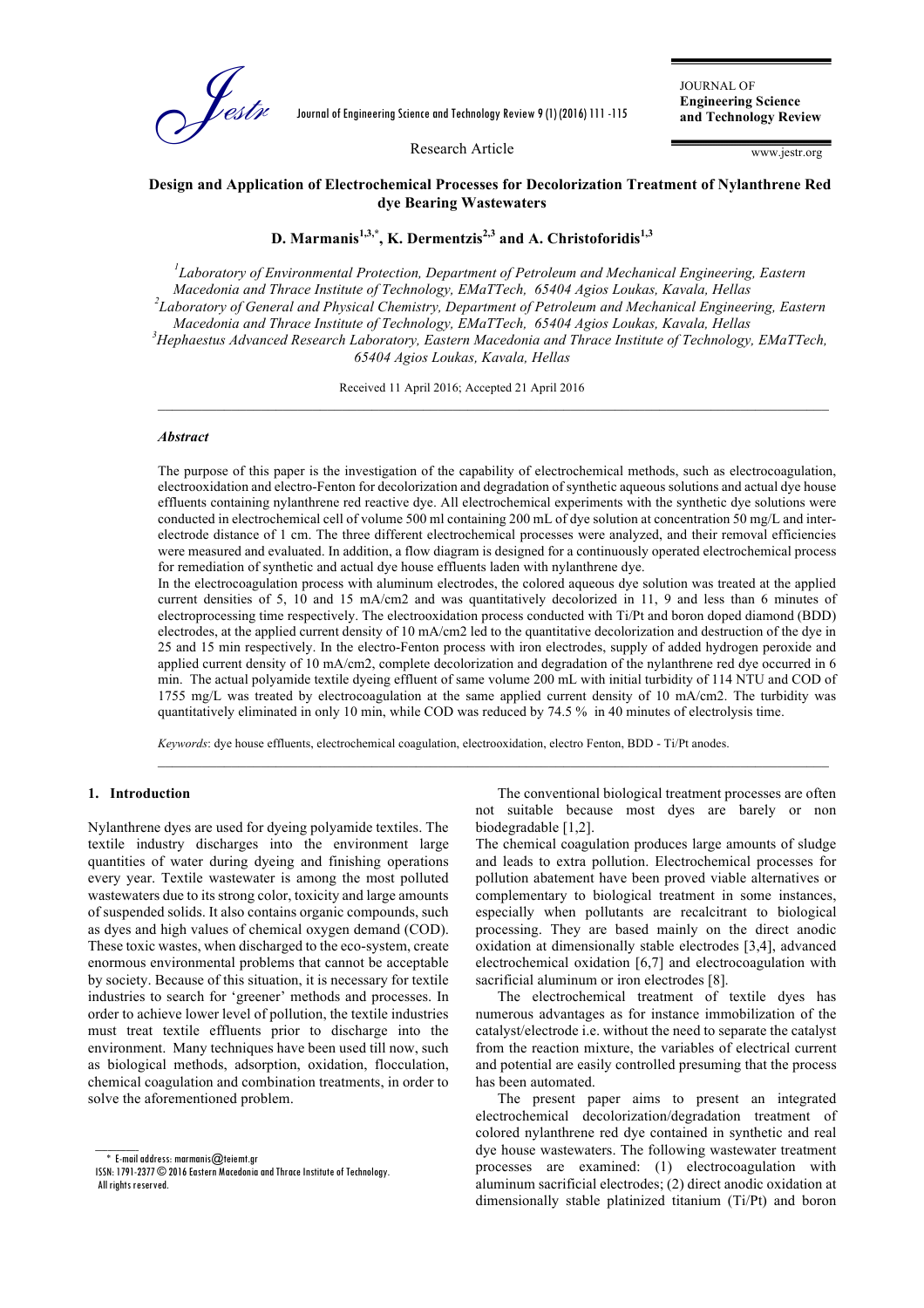Research Article

# Design and Application of Electrochemical Processes for Decolorization Treatment of Nylanthrene Red dye Bearing Wastewaters

**D. Marmanis[1,3,*], K. Dermentzis[2,3] and A. Christoforidis[1,3]**

[1] Laboratory of Environmental Protection, Department of Petroleum and Mechanical Engineering, Eastern Macedonia and Thrace Institute of Technology, EMaTTech, 65404 Agios Loukas, Kavala, Hellas
[2] Laboratory of General and Physical Chemistry, Department of Petroleum and Mechanical Engineering, Eastern Macedonia and Thrace Institute of Technology, EMaTTech, 65404 Agios Loukas, Kavala, Hellas
[3] Hephaestus Advanced Research Laboratory, Eastern Macedonia and Thrace Institute of Technology, EMaTTech, 65404 Agios Loukas, Kavala, Hellas

Received 11 April 2016; Accepted 21 April 2016

### *Abstract*

The purpose of this paper is the investigation of the capability of electrochemical methods, such as electrocoagulation, electrooxidation and electro-Fenton for decolorization and degradation of synthetic aqueous solutions and actual dye house effluents containing nylanthrene red reactive dye. All electrochemical experiments with the synthetic dye solutions were conducted in electrochemical cell of volume 500 ml containing 200 mL of dye solution at concentration 50 mg/L and inter-electrode distance of 1 cm. The three different electrochemical processes were analyzed, and their removal efficiencies were measured and evaluated. In addition, a flow diagram is designed for a continuously operated electrochemical process for remediation of synthetic and actual dye house effluents laden with nylanthrene dye.

In the electrocoagulation process with aluminum electrodes, the colored aqueous dye solution was treated at the applied current densities of 5, 10 and 15 mA/cm2 and was quantitatively decolorized in 11, 9 and less than 6 minutes of electroprocessing time respectively. The electrooxidation process conducted with Ti/Pt and boron doped diamond (BDD) electrodes, at the applied current density of 10 mA/cm2 led to the quantitative decolorization and destruction of the dye in 25 and 15 min respectively. In the electro-Fenton process with iron electrodes, supply of added hydrogen peroxide and applied current density of 10 mA/cm2, complete decolorization and degradation of the nylanthrene red dye occurred in 6 min. The actual polyamide textile dyeing effluent of same volume 200 mL with initial turbidity of 114 NTU and COD of 1755 mg/L was treated by electrocoagulation at the same applied current density of 10 mA/cm2. The turbidity was quantitatively eliminated in only 10 min, while COD was reduced by 74.5 % in 40 minutes of electrolysis time.

*Keywords*: dye house effluents, electrochemical coagulation, electrooxidation, electro Fenton, BDD - Ti/Pt anodes.

## 1. Introduction

Nylanthrene dyes are used for dyeing polyamide textiles. The textile industry discharges into the environment large quantities of water during dyeing and finishing operations every year. Textile wastewater is among the most polluted wastewaters due to its strong color, toxicity and large amounts of suspended solids. It also contains organic compounds, such as dyes and high values of chemical oxygen demand (COD). These toxic wastes, when discharged to the eco-system, create enormous environmental problems that cannot be acceptable by society. Because of this situation, it is necessary for textile industries to search for 'greener' methods and processes. In order to achieve lower level of pollution, the textile industries must treat textile effluents prior to discharge into the environment. Many techniques have been used till now, such as biological methods, adsorption, oxidation, flocculation, chemical coagulation and combination treatments, in order to solve the aforementioned problem.

The conventional biological treatment processes are often not suitable because most dyes are barely or non biodegradable [1,2].

The chemical coagulation produces large amounts of sludge and leads to extra pollution. Electrochemical processes for pollution abatement have been proved viable alternatives or complementary to biological treatment in some instances, especially when pollutants are recalcitrant to biological processing. They are based mainly on the direct anodic oxidation at dimensionally stable electrodes [3,4], advanced electrochemical oxidation [6,7] and electrocoagulation with sacrificial aluminum or iron electrodes [8].

The electrochemical treatment of textile dyes has numerous advantages as for instance immobilization of the catalyst/electrode i.e. without the need to separate the catalyst from the reaction mixture, the variables of electrical current and potential are easily controlled presuming that the process has been automated.

The present paper aims to present an integrated electrochemical decolorization/degradation treatment of colored nylanthrene red dye contained in synthetic and real dye house wastewaters. The following wastewater treatment processes are examined: (1) electrocoagulation with aluminum sacrificial electrodes; (2) direct anodic oxidation at dimensionally stable platinized titanium (Ti/Pt) and boron

\* E-mail address: marmanis@teiemt.gr
ISSN: 1791-2377 © 2016 Eastern Macedonia and Thrace Institute of Technology. All rights reserved.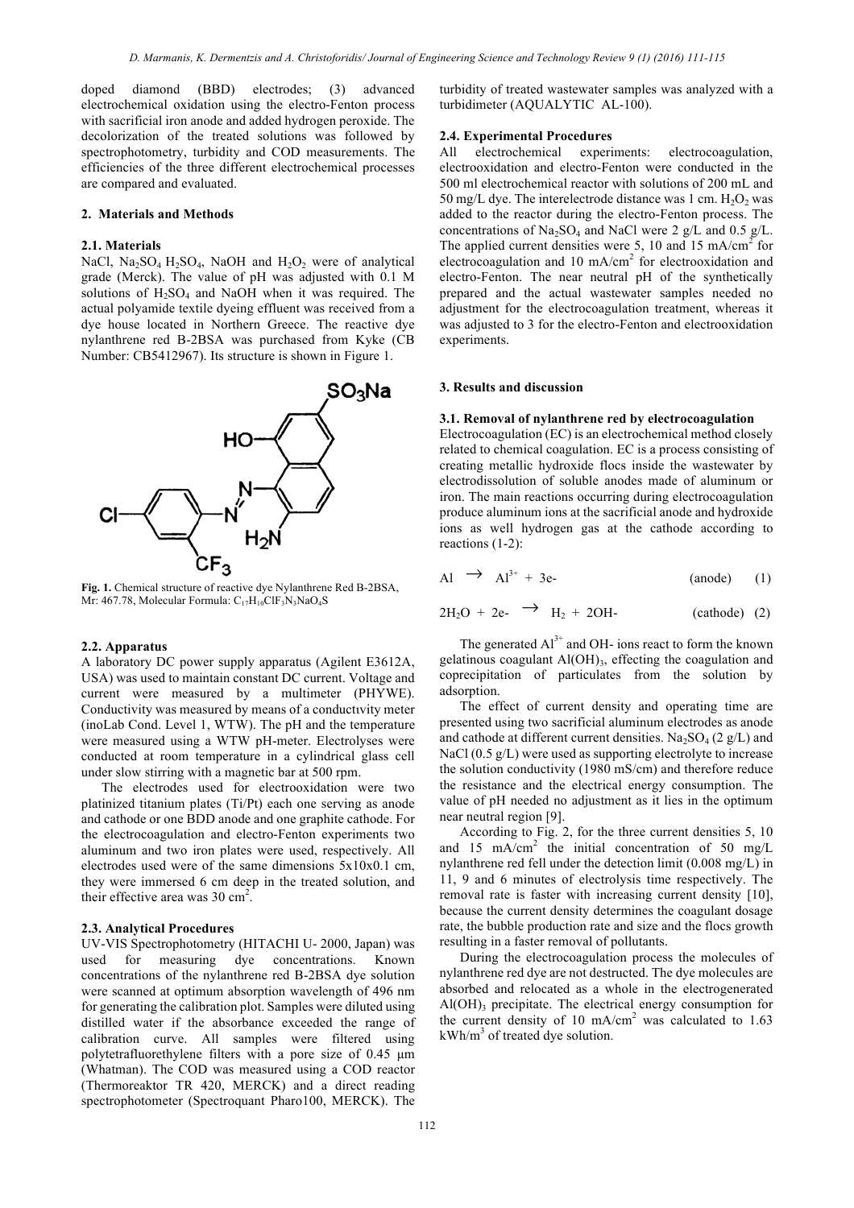doped diamond (BBD) electrodes; (3) advanced electrochemical oxidation using the electro-Fenton process with sacrificial iron anode and added hydrogen peroxide. The decolorization of the treated solutions was followed by spectrophotometry, turbidity and COD measurements. The efficiencies of the three different electrochemical processes are compared and evaluated.

## 2. Materials and Methods

### 2.1. Materials

NaCl, $Na_2SO_4$ $H_2SO_4$, NaOH and $H_2O_2$ were of analytical grade (Merck). The value of pH was adjusted with 0.1 M solutions of $H_2SO_4$ and NaOH when it was required. The actual polyamide textile dyeing effluent was received from a dye house located in Northern Greece. The reactive dye nylanthrene red B-2BSA was purchased from Kyke (CB Number: CB5412967). Its structure is shown in Figure 1.

**Fig. 1.** Chemical structure of reactive dye Nylanthrene Red B-2BSA, Mr: 467.78, Molecular Formula: $C_{17}H_{10}ClF_3N_3NaO_4S$

### 2.2. Apparatus

A laboratory DC power supply apparatus (Agilent E3612A, USA) was used to maintain constant DC current. Voltage and current were measured by a multimeter (PHYWE). Conductivity was measured by means of a conductıvity meter (inoLab Cond. Level 1, WTW). The pH and the temperature were measured using a WTW pH-meter. Electrolyses were conducted at room temperature in a cylindrical glass cell under slow stirring with a magnetic bar at 500 rpm.

The electrodes used for electrooxidation were two platinized titanium plates (Ti/Pt) each one serving as anode and cathode or one BDD anode and one graphite cathode. For the electrocoagulation and electro-Fenton experiments two aluminum and two iron plates were used, respectively. All electrodes used were of the same dimensions 5x10x0.1 cm, they were immersed 6 cm deep in the treated solution, and their effective area was 30 $cm^2$.

### 2.3. Analytical Procedures

UV-VIS Spectrophotometry (HITACHI U- 2000, Japan) was used for measuring dye concentrations. Known concentrations of the nylanthrene red B-2BSA dye solution were scanned at optimum absorption wavelength of 496 nm for generating the calibration plot. Samples were diluted using distilled water if the absorbance exceeded the range of calibration curve. All samples were filtered using polytetrafluorethylene filters with a pore size of 0.45 μm (Whatman). The COD was measured using a COD reactor (Thermoreaktor TR 420, MERCK) and a direct reading spectrophotometer (Spectroquant Pharo100, MERCK). The turbidity of treated wastewater samples was analyzed with a turbidimeter (AQUALYTIC AL-100).

### 2.4. Experimental Procedures

All electrochemical experiments: electrocoagulation, electrooxidation and electro-Fenton were conducted in the 500 ml electrochemical reactor with solutions of 200 mL and 50 mg/L dye. The interelectrode distance was 1 cm. $H_2O_2$ was added to the reactor during the electro-Fenton process. The concentrations of $Na_2SO_4$ and NaCl were 2 g/L and 0.5 g/L. The applied current densities were 5, 10 and 15 mA/$cm^2$ for electrocoagulation and 10 mA/$cm^2$ for electrooxidation and electro-Fenton. The near neutral pH of the synthetically prepared and the actual wastewater samples needed no adjustment for the electrocoagulation treatment, whereas it was adjusted to 3 for the electro-Fenton and electrooxidation experiments.

## 3. Results and discussion

### 3.1. Removal of nylanthrene red by electrocoagulation

Electrocoagulation (EC) is an electrochemical method closely related to chemical coagulation. EC is a process consisting of creating metallic hydroxide flocs inside the wastewater by electrodissolution of soluble anodes made of aluminum or iron. The main reactions occurring during electrocoagulation produce aluminum ions at the sacrificial anode and hydroxide ions as well hydrogen gas at the cathode according to reactions (1-2):

$$Al \rightarrow Al^{3+} + 3e- \quad \text{(anode)} \quad (1)$$

$$2H_2O + 2e- \rightarrow H_2 + 2OH- \quad \text{(cathode)} \quad (2)$$

The generated $Al^{3+}$ and OH- ions react to form the known gelatinous coagulant $Al(OH)_3$, effecting the coagulation and coprecipitation of particulates from the solution by adsorption.

The effect of current density and operating time are presented using two sacrificial aluminum electrodes as anode and cathode at different current densities. $Na_2SO_4$ (2 g/L) and NaCl (0.5 g/L) were used as supporting electrolyte to increase the solution conductivity (1980 mS/cm) and therefore reduce the resistance and the electrical energy consumption. The value of pH needed no adjustment as it lies in the optimum near neutral region [9].

According to Fig. 2, for the three current densities 5, 10 and 15 mA/$cm^2$ the initial concentration of 50 mg/L nylanthrene red fell under the detection limit (0.008 mg/L) in 11, 9 and 6 minutes of electrolysis time respectively. The removal rate is faster with increasing current density [10], because the current density determines the coagulant dosage rate, the bubble production rate and size and the flocs growth resulting in a faster removal of pollutants.

During the electrocoagulation process the molecules of nylanthrene red dye are not destructed. The dye molecules are absorbed and relocated as a whole in the electrogenerated $Al(OH)_3$ precipitate. The electrical energy consumption for the current density of 10 mA/$cm^2$ was calculated to 1.63 kWh/$m^3$ of treated dye solution.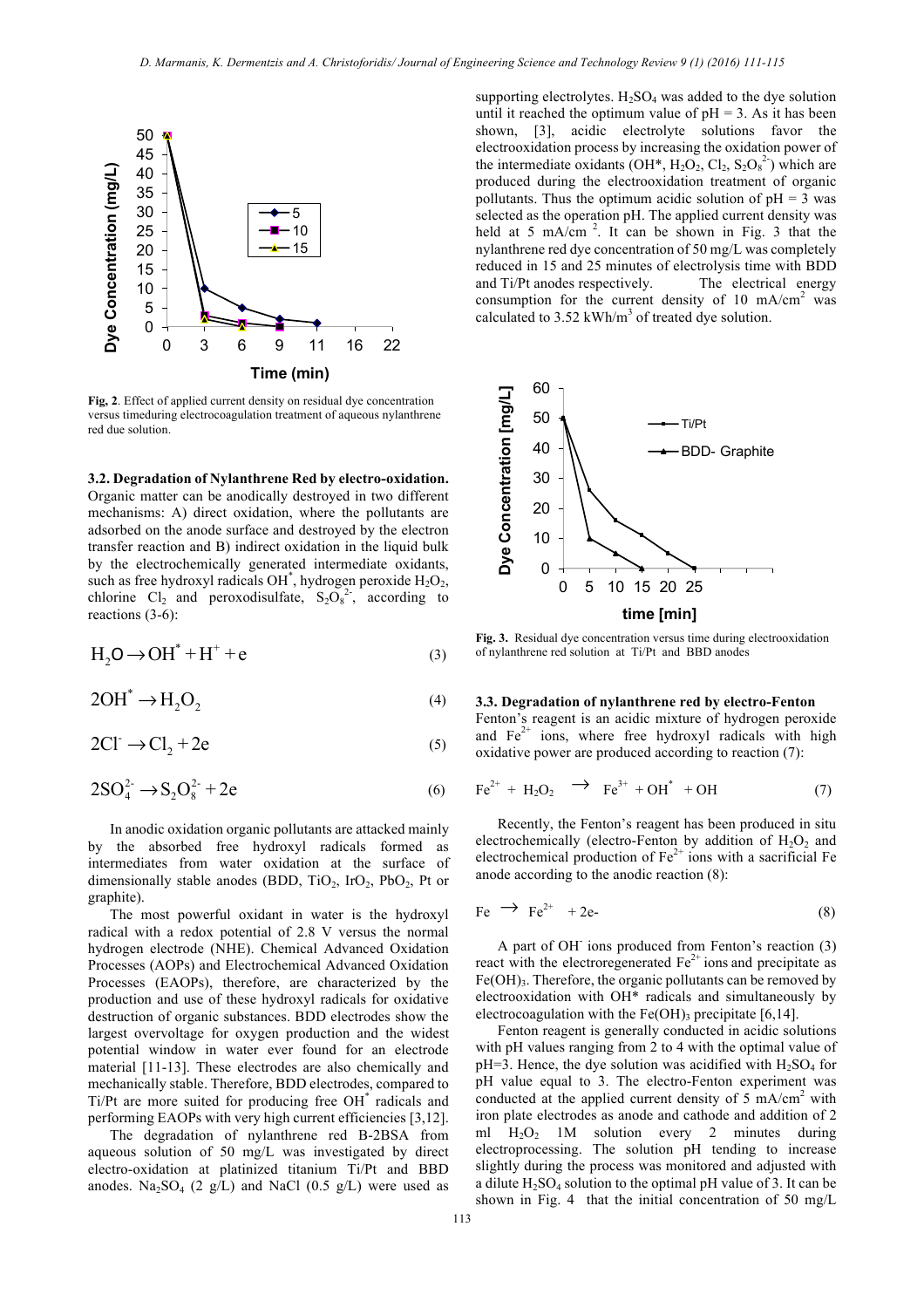Fig, 2. Effect of applied current density on residual dye concentration versus timeduring electrocoagulation treatment of aqueous nylanthrene red due solution.

### 3.2. Degradation of Nylanthrene Red by electro-oxidation.

Organic matter can be anodically destroyed in two different mechanisms: A) direct oxidation, where the pollutants are adsorbed on the anode surface and destroyed by the electron transfer reaction and B) indirect oxidation in the liquid bulk by the electrochemically generated intermediate oxidants, such as free hydroxyl radicals $OH^*$, hydrogen peroxide $H_2O_2$, chlorine $Cl_2$ and peroxodisulfate, $S_2O_8^{2-}$, according to reactions (3-6):

$$H_2O \rightarrow OH^* + H^+ + e \quad (3)$$

$$2OH^* \rightarrow H_2O_2 \quad (4)$$

$$2Cl^- \rightarrow Cl_2 + 2e \quad (5)$$

$$2SO_4^{2-} \rightarrow S_2O_8^{2-} + 2e \quad (6)$$

In anodic oxidation organic pollutants are attacked mainly by the absorbed free hydroxyl radicals formed as intermediates from water oxidation at the surface of dimensionally stable anodes (BDD, $TiO_2$, $IrO_2$, $PbO_2$, Pt or graphite).

The most powerful oxidant in water is the hydroxyl radical with a redox potential of 2.8 V versus the normal hydrogen electrode (NHE). Chemical Advanced Oxidation Processes (AOPs) and Electrochemical Advanced Oxidation Processes (EAOPs), therefore, are characterized by the production and use of these hydroxyl radicals for oxidative destruction of organic substances. BDD electrodes show the largest overvoltage for oxygen production and the widest potential window in water ever found for an electrode material [11-13]. These electrodes are also chemically and mechanically stable. Therefore, BDD electrodes, compared to Ti/Pt are more suited for producing free $OH^*$ radicals and performing EAOPs with very high current efficiencies [3,12].

The degradation of nylanthrene red B-2BSA from aqueous solution of 50 mg/L was investigated by direct electro-oxidation at platinized titanium Ti/Pt and BBD anodes. $Na_2SO_4$ (2 g/L) and NaCl (0.5 g/L) were used as supporting electrolytes. $H_2SO_4$ was added to the dye solution until it reached the optimum value of pH = 3. As it has been shown, [3], acidic electrolyte solutions favor the electrooxidation process by increasing the oxidation power of the intermediate oxidants ($OH^*$, $H_2O_2$, $Cl_2$, $S_2O_8^{2-}$) which are produced during the electrooxidation treatment of organic pollutants. Thus the optimum acidic solution of pH = 3 was selected as the operation pH. The applied current density was held at 5 mA/cm $^2$. It can be shown in Fig. 3 that the nylanthrene red dye concentration of 50 mg/L was completely reduced in 15 and 25 minutes of electrolysis time with BDD and Ti/Pt anodes respectively. The electrical energy consumption for the current density of 10 mA/cm$^2$ was calculated to 3.52 kWh/m$^3$ of treated dye solution.

Fig. 3. Residual dye concentration versus time during electrooxidation of nylanthrene red solution at Ti/Pt and BBD anodes

### 3.3. Degradation of nylanthrene red by electro-Fenton

Fenton's reagent is an acidic mixture of hydrogen peroxide and $Fe^{2+}$ ions, where free hydroxyl radicals with high oxidative power are produced according to reaction (7):

$$Fe^{2+} + H_2O_2 \rightarrow Fe^{3+} + OH^* + OH \quad (7)$$

Recently, the Fenton's reagent has been produced in situ electrochemically (electro-Fenton by addition of $H_2O_2$ and electrochemical production of $Fe^{2+}$ ions with a sacrificial Fe anode according to the anodic reaction (8):

$$Fe \rightarrow Fe^{2+} + 2e- \quad (8)$$

A part of $OH^-$ ions produced from Fenton's reaction (3) react with the electroregenerated $Fe^{2+}$ ions and precipitate as $Fe(OH)_3$. Therefore, the organic pollutants can be removed by electrooxidation with $OH^*$ radicals and simultaneously by electrocoagulation with the $Fe(OH)_3$ precipitate [6,14].

Fenton reagent is generally conducted in acidic solutions with pH values ranging from 2 to 4 with the optimal value of pH=3. Hence, the dye solution was acidified with $H_2SO_4$ for pH value equal to 3. The electro-Fenton experiment was conducted at the applied current density of 5 mA/cm$^2$ with iron plate electrodes as anode and cathode and addition of 2 ml $H_2O_2$ 1M solution every 2 minutes during electroprocessing. The solution pH tending to increase slightly during the process was monitored and adjusted with a dilute $H_2SO_4$ solution to the optimal pH value of 3. It can be shown in Fig. 4 that the initial concentration of 50 mg/L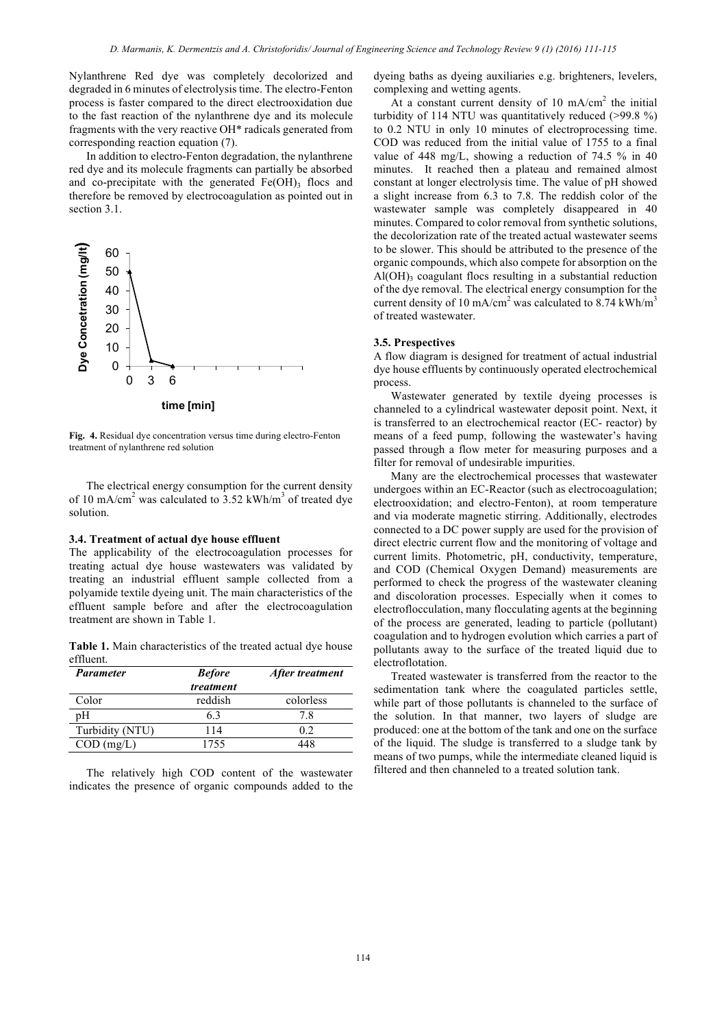Nylanthrene Red dye was completely decolorized and degraded in 6 minutes of electrolysis time. The electro-Fenton process is faster compared to the direct electrooxidation due to the fast reaction of the nylanthrene dye and its molecule fragments with the very reactive OH* radicals generated from corresponding reaction equation (7).

In addition to electro-Fenton degradation, the nylanthrene red dye and its molecule fragments can partially be absorbed and co-precipitate with the generated $Fe(OH)_3$ flocs and therefore be removed by electrocoagulation as pointed out in section 3.1.

**Fig. 4.** Residual dye concentration versus time during electro-Fenton treatment of nylanthrene red solution

The electrical energy consumption for the current density of 10 mA/cm$^2$ was calculated to 3.52 kWh/m$^3$ of treated dye solution.

### 3.4. Treatment of actual dye house effluent

The applicability of the electrocoagulation processes for treating actual dye house wastewaters was validated by treating an industrial effluent sample collected from a polyamide textile dyeing unit. The main characteristics of the effluent sample before and after the electrocoagulation treatment are shown in Table 1.

**Table 1.** Main characteristics of the treated actual dye house effluent.

| *Parameter* | *Before treatment* | *After treatment* |
|---|---|---|
| Color | reddish | colorless |
| pH | 6.3 | 7.8 |
| Turbidity (NTU) | 114 | 0.2 |
| COD (mg/L) | 1755 | 448 |

The relatively high COD content of the wastewater indicates the presence of organic compounds added to the dyeing baths as dyeing auxiliaries e.g. brighteners, levelers, complexing and wetting agents.

At a constant current density of 10 mA/cm$^2$ the initial turbidity of 114 NTU was quantitatively reduced (>99.8 %) to 0.2 NTU in only 10 minutes of electroprocessing time. COD was reduced from the initial value of 1755 to a final value of 448 mg/L, showing a reduction of 74.5 % in 40 minutes. It reached then a plateau and remained almost constant at longer electrolysis time. The value of pH showed a slight increase from 6.3 to 7.8. The reddish color of the wastewater sample was completely disappeared in 40 minutes. Compared to color removal from synthetic solutions, the decolorization rate of the treated actual wastewater seems to be slower. This should be attributed to the presence of the organic compounds, which also compete for absorption on the $Al(OH)_3$ coagulant flocs resulting in a substantial reduction of the dye removal. The electrical energy consumption for the current density of 10 mA/cm$^2$ was calculated to 8.74 kWh/m$^3$ of treated wastewater.

### 3.5. Prespectives

A flow diagram is designed for treatment of actual industrial dye house effluents by continuously operated electrochemical process.

Wastewater generated by textile dyeing processes is channeled to a cylindrical wastewater deposit point. Next, it is transferred to an electrochemical reactor (EC- reactor) by means of a feed pump, following the wastewater's having passed through a flow meter for measuring purposes and a filter for removal of undesirable impurities.

Many are the electrochemical processes that wastewater undergoes within an EC-Reactor (such as electrocoagulation; electrooxidation; and electro-Fenton), at room temperature and via moderate magnetic stirring. Additionally, electrodes connected to a DC power supply are used for the provision of direct electric current flow and the monitoring of voltage and current limits. Photometric, pH, conductivity, temperature, and COD (Chemical Oxygen Demand) measurements are performed to check the progress of the wastewater cleaning and discoloration processes. Especially when it comes to electroflocculation, many flocculating agents at the beginning of the process are generated, leading to particle (pollutant) coagulation and to hydrogen evolution which carries a part of pollutants away to the surface of the treated liquid due to electroflotation.

Treated wastewater is transferred from the reactor to the sedimentation tank where the coagulated particles settle, while part of those pollutants is channeled to the surface of the solution. In that manner, two layers of sludge are produced: one at the bottom of the tank and one on the surface of the liquid. The sludge is transferred to a sludge tank by means of two pumps, while the intermediate cleaned liquid is filtered and then channeled to a treated solution tank.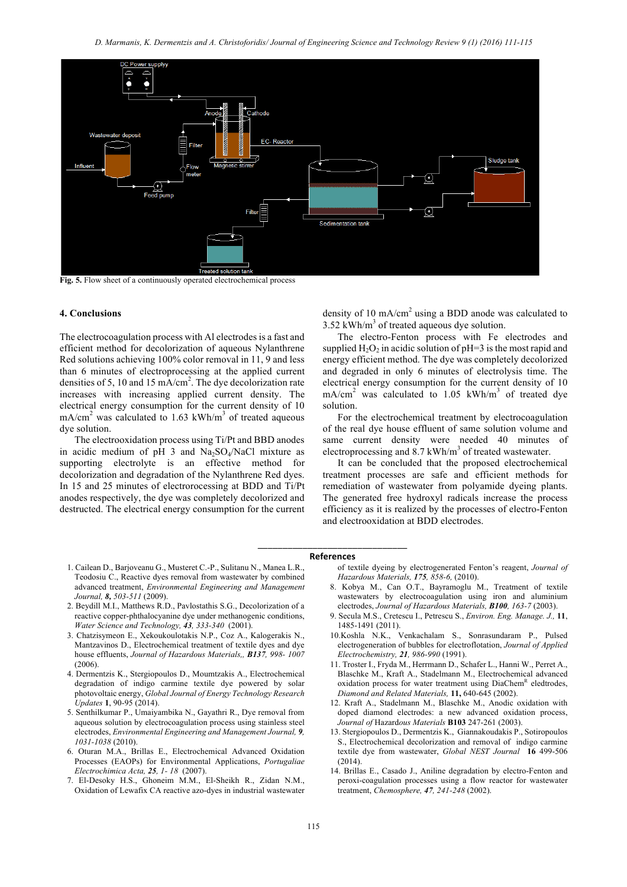DC Power supply

Anode

Cathode

Wastewater deposit

Filter

EC- Reactor

Influent

Flow meter

Magnetic stirrer

Sludge tank

Feed pump

Filter

Sedimentation tank

Treated solution tank

**Fig. 5.** Flow sheet of a continuously operated electrochemical process

### 4. Conclusions

The electrocoagulation process with Al electrodes is a fast and efficient method for decolorization of aqueous Nylanthrene Red solutions achieving 100% color removal in 11, 9 and less than 6 minutes of electroprocessing at the applied current densities of 5, 10 and 15 $mA/cm^2$. The dye decolorization rate increases with increasing applied current density. The electrical energy consumption for the current density of 10 $mA/cm^2$ was calculated to 1.63 $kWh/m^3$ of treated aqueous dye solution.

The electrooxidation process using Ti/Pt and BBD anodes in acidic medium of pH 3 and $Na_2SO_4$/NaCl mixture as supporting electrolyte is an effective method for decolorization and degradation of the Nylanthrene Red dyes. In 15 and 25 minutes of electroprocessing at BDD and Ti/Pt anodes respectively, the dye was completely decolorized and destructed. The electrical energy consumption for the current density of 10 $mA/cm^2$ using a BDD anode was calculated to 3.52 $kWh/m^3$ of treated aqueous dye solution.

The electro-Fenton process with Fe electrodes and supplied $H_2O_2$ in acidic solution of pH=3 is the most rapid and energy efficient method. The dye was completely decolorized and degraded in only 6 minutes of electrolysis time. The electrical energy consumption for the current density of 10 $mA/cm^2$ was calculated to 1.05 $kWh/m^3$ of treated dye solution.

For the electrochemical treatment by electrocoagulation of the real dye house effluent of same solution volume and same current density were needed 40 minutes of electroprocessing and 8.7 $kWh/m^3$ of treated wastewater.

It can be concluded that the proposed electrochemical treatment processes are safe and efficient methods for remediation of wastewater from polyamide dyeing plants. The generated free hydroxyl radicals increase the process efficiency as it is realized by the processes of electro-Fenton and electrooxidation at BDD electrodes.

---

## References

1. Cailean D., Barjoveanu G., Musteret C.-P., Sulitanu N., Manea L.R., Teodosiu C., Reactive dyes removal from wastewater by combined advanced treatment, *Environmental Engineering and Management Journal, **8**, 503-511* (2009).
2. Beydill M.I., Matthews R.D., Pavlostathis S.G., Decolorization of a reactive copper-phthalocyanine dye under methanogenic conditions, *Water Science and Technology, 43, 333-340* (2001).
3. Chatzisymeon E., Xekoukoulotakis N.P., Coz A., Kalogerakis N., Mantzavinos D., Electrochemical treatment of textile dyes and dye house effluents, *Journal of Hazardous Materials,, **B137**, 998- 1007* (2006).
4. Dermentzis K., Stergiopoulos D., Moumtzakis A., Electrochemical degradation of indigo carmine textile dye powered by solar photovoltaic energy, *Global Journal of Energy Technology Research Updates* **1**, 90-95 (2014).
5. Senthilkumar P., Umaiyambika N., Gayathri R., Dye removal from aqueous solution by electrocoagulation process using stainless steel electrodes, *Environmental Engineering and Management Journal, 9, 1031-1038* (2010).
6. Oturan M.A., Brillas E., Electrochemical Advanced Oxidation Processes (EAOPs) for Environmental Applications, *Portugaliae Electrochimica Acta, 25, 1- 18* (2007).
7. El-Desoky H.S., Ghoneim M.M., El-Sheikh R., Zidan N.M., Oxidation of Lewafix CA reactive azo-dyes in industrial wastewater of textile dyeing by electrogenerated Fenton's reagent, *Journal of Hazardous Materials, **175**, 858-6,* (2010).
8. Kobya M., Can O.T., Bayramoglu M., Treatment of textile wastewaters by electrocoagulation using iron and aluminium electrodes, *Journal of Hazardous Materials, **B100**, 163-7* (2003).
9. Secula M.S., Cretescu I., Petrescu S., *Environ. Eng. Manage. J.,* **11**, 1485-1491 (2011).
10. Koshla N.K., Venkachalam S., Sonrasundaram P., Pulsed electrogeneration of bubbles for electroflotation, *Journal of Applied Electrochemistry, 21, 986-990* (1991).
11. Troster I., Fryda M., Herrmann D., Schafer L., Hanni W., Perret A., Blaschke M., Kraft A., Stadelmann M., Electrochemical advanced oxidation process for water treatment using DiaChem[R] eledtrodes, *Diamond and Related Materials,* **11**, 640-645 (2002).
12. Kraft A., Stadelmann M., Blaschke M., Anodic oxidation with doped diamond electrodes: a new advanced oxidation process, *Journal of* Hazardous *Materials* **B103** 247-261 (2003).
13. Stergiopoulos D., Dermentzis K., Giannakoudakis P., Sotiropoulos S., Electrochemical decolorization and removal of indigo carmine textile dye from wastewater, *Global NEST Journal* **16** 499-506 (2014).
14. Brillas E., Casado J., Aniline degradation by electro-Fenton and peroxi-coagulation processes using a flow reactor for wastewater treatment, *Chemosphere, 47, 241-248* (2002).